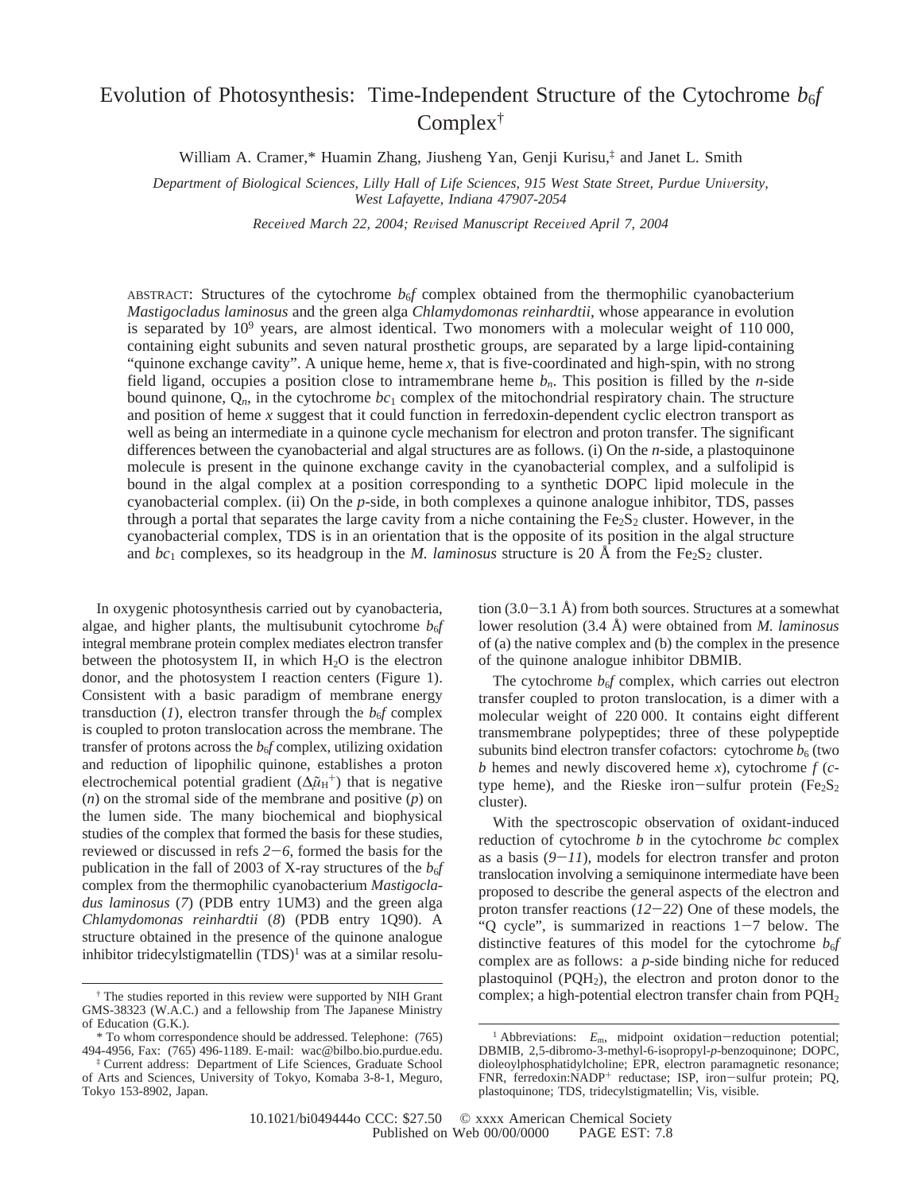# Evolution of Photosynthesis: Time-Independent Structure of the Cytochrome $b_6f$ Complex[†]

William A. Cramer,* Huamin Zhang, Jiusheng Yan, Genji Kurisu,[‡] and Janet L. Smith

*Department of Biological Sciences, Lilly Hall of Life Sciences, 915 West State Street, Purdue University, West Lafayette, Indiana 47907-2054*

*Received March 22, 2004; Revised Manuscript Received April 7, 2004*

ABSTRACT: Structures of the cytochrome $b_6f$ complex obtained from the thermophilic cyanobacterium *Mastigocladus laminosus* and the green alga *Chlamydomonas reinhardtii*, whose appearance in evolution is separated by $10^9$ years, are almost identical. Two monomers with a molecular weight of 110 000, containing eight subunits and seven natural prosthetic groups, are separated by a large lipid-containing "quinone exchange cavity". A unique heme, heme *x*, that is five-coordinated and high-spin, with no strong field ligand, occupies a position close to intramembrane heme $b_n$. This position is filled by the *n*-side bound quinone, $Q_n$, in the cytochrome $bc_1$ complex of the mitochondrial respiratory chain. The structure and position of heme *x* suggest that it could function in ferredoxin-dependent cyclic electron transport as well as being an intermediate in a quinone cycle mechanism for electron and proton transfer. The significant differences between the cyanobacterial and algal structures are as follows. (i) On the *n*-side, a plastoquinone molecule is present in the quinone exchange cavity in the cyanobacterial complex, and a sulfolipid is bound in the algal complex at a position corresponding to a synthetic DOPC lipid molecule in the cyanobacterial complex. (ii) On the *p*-side, in both complexes a quinone analogue inhibitor, TDS, passes through a portal that separates the large cavity from a niche containing the $Fe_2S_2$ cluster. However, in the cyanobacterial complex, TDS is in an orientation that is the opposite of its position in the algal structure and $bc_1$ complexes, so its headgroup in the *M. laminosus* structure is 20 Å from the $Fe_2S_2$ cluster.

In oxygenic photosynthesis carried out by cyanobacteria, algae, and higher plants, the multisubunit cytochrome $b_6f$ integral membrane protein complex mediates electron transfer between the photosystem II, in which $H_2O$ is the electron donor, and the photosystem I reaction centers (Figure 1). Consistent with a basic paradigm of membrane energy transduction (*1*), electron transfer through the $b_6f$ complex is coupled to proton translocation across the membrane. The transfer of protons across the $b_6f$ complex, utilizing oxidation and reduction of lipophilic quinone, establishes a proton electrochemical potential gradient ($\Delta\tilde{\mu}_{H^+}$) that is negative (*n*) on the stromal side of the membrane and positive (*p*) on the lumen side. The many biochemical and biophysical studies of the complex that formed the basis for these studies, reviewed or discussed in refs *2*−*6*, formed the basis for the publication in the fall of 2003 of X-ray structures of the $b_6f$ complex from the thermophilic cyanobacterium *Mastigocladus laminosus* (*7*) (PDB entry 1UM3) and the green alga *Chlamydomonas reinhardtii* (*8*) (PDB entry 1Q90). A structure obtained in the presence of the quinone analogue inhibitor tridecylstigmatellin (TDS)[1] was at a similar resolution (3.0−3.1 Å) from both sources. Structures at a somewhat lower resolution (3.4 Å) were obtained from *M. laminosus* of (a) the native complex and (b) the complex in the presence of the quinone analogue inhibitor DBMIB.

The cytochrome $b_6f$ complex, which carries out electron transfer coupled to proton translocation, is a dimer with a molecular weight of 220 000. It contains eight different transmembrane polypeptides; three of these polypeptide subunits bind electron transfer cofactors: cytochrome $b_6$ (two *b* hemes and newly discovered heme *x*), cytochrome *f* (*c*-type heme), and the Rieske iron−sulfur protein ($Fe_2S_2$ cluster).

With the spectroscopic observation of oxidant-induced reduction of cytochrome *b* in the cytochrome *bc* complex as a basis (*9*−*11*), models for electron transfer and proton translocation involving a semiquinone intermediate have been proposed to describe the general aspects of the electron and proton transfer reactions (*12*−*22*) One of these models, the "Q cycle", is summarized in reactions 1−7 below. The distinctive features of this model for the cytochrome $b_6f$ complex are as follows: a *p*-side binding niche for reduced plastoquinol ($PQH_2$), the electron and proton donor to the complex; a high-potential electron transfer chain from $PQH_2$

[†] The studies reported in this review were supported by NIH Grant GMS-38323 (W.A.C.) and a fellowship from The Japanese Ministry of Education (G.K.).

\* To whom correspondence should be addressed. Telephone: (765) 494-4956, Fax: (765) 496-1189. E-mail: wac@bilbo.bio.purdue.edu.

[‡] Current address: Department of Life Sciences, Graduate School of Arts and Sciences, University of Tokyo, Komaba 3-8-1, Meguro, Tokyo 153-8902, Japan.

[1] Abbreviations: $E_m$, midpoint oxidation−reduction potential; DBMIB, 2,5-dibromo-3-methyl-6-isopropyl-*p*-benzoquinone; DOPC, dioleoylphosphatidylcholine; EPR, electron paramagnetic resonance; FNR, ferredoxin:NADP[+] reductase; ISP, iron−sulfur protein; PQ, plastoquinone; TDS, tridecylstigmatellin; Vis, visible.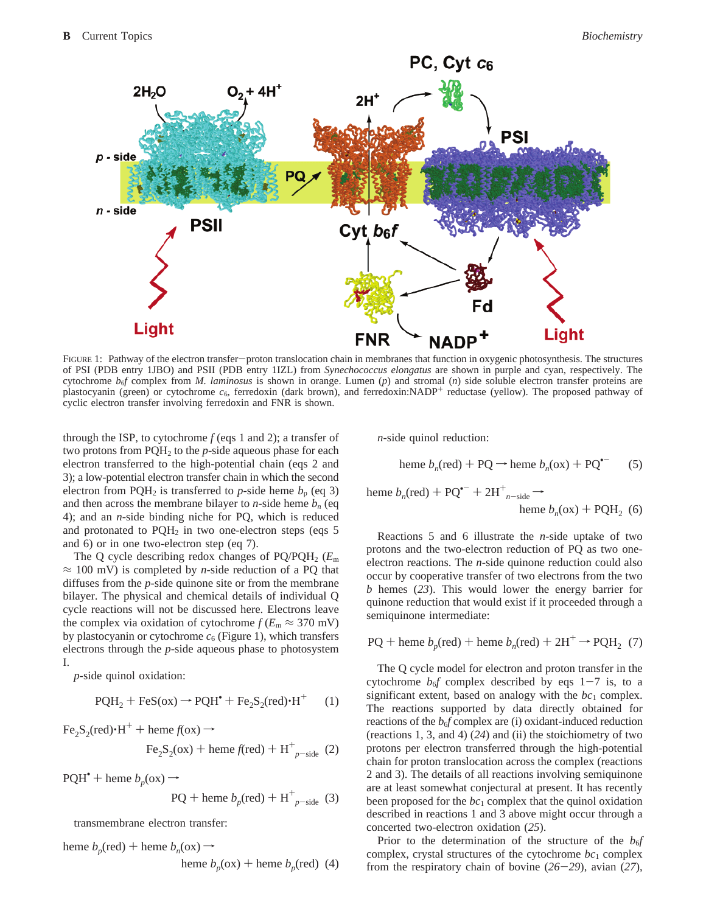FIGURE 1: Pathway of the electron transfer−proton translocation chain in membranes that function in oxygenic photosynthesis. The structures of PSI (PDB entry 1JBO) and PSII (PDB entry 1IZL) from *Synechococcus elongatus* are shown in purple and cyan, respectively. The cytochrome $b_6f$ complex from *M. laminosus* is shown in orange. Lumen ($p$) and stromal ($n$) side soluble electron transfer proteins are plastocyanin (green) or cytochrome $c_6$, ferredoxin (dark brown), and ferredoxin:NADP$^+$ reductase (yellow). The proposed pathway of cyclic electron transfer involving ferredoxin and FNR is shown.

through the ISP, to cytochrome $f$ (eqs 1 and 2); a transfer of two protons from $PQH_2$ to the $p$-side aqueous phase for each electron transferred to the high-potential chain (eqs 2 and 3); a low-potential electron transfer chain in which the second electron from $PQH_2$ is transferred to $p$-side heme $b_p$ (eq 3) and then across the membrane bilayer to $n$-side heme $b_n$ (eq 4); and an $n$-side binding niche for PQ, which is reduced and protonated to $PQH_2$ in two one-electron steps (eqs 5 and 6) or in one two-electron step (eq 7).

The Q cycle describing redox changes of PQ/$PQH_2$ ($E_m \approx 100$ mV) is completed by $n$-side reduction of a PQ that diffuses from the $p$-side quinone site or from the membrane bilayer. The physical and chemical details of individual Q cycle reactions will not be discussed here. Electrons leave the complex via oxidation of cytochrome $f$ ($E_m \approx 370$ mV) by plastocyanin or cytochrome $c_6$ (Figure 1), which transfers electrons through the $p$-side aqueous phase to photosystem I.

$p$-side quinol oxidation:

$$PQH_2 + FeS(ox) \rightarrow PQH^{\bullet} + Fe_2S_2(red){\cdot}H^+ \quad (1)$$

$$Fe_2S_2(red){\cdot}H^+ + \text{heme } f(ox) \rightarrow Fe_2S_2(ox) + \text{heme } f(red) + H^+_{p-side} \quad (2)$$

$$PQH^{\bullet} + \text{heme } b_p(ox) \rightarrow PQ + \text{heme } b_p(red) + H^+_{p-side} \quad (3)$$

transmembrane electron transfer:

$$\text{heme } b_p(red) + \text{heme } b_n(ox) \rightarrow \text{heme } b_p(ox) + \text{heme } b_p(red) \quad (4)$$

$n$-side quinol reduction:

$$\text{heme } b_n(red) + PQ \rightarrow \text{heme } b_n(ox) + PQ^{\bullet -} \quad (5)$$

$$\text{heme } b_n(red) + PQ^{\bullet -} + 2H^+_{n-side} \rightarrow \text{heme } b_n(ox) + PQH_2 \quad (6)$$

Reactions 5 and 6 illustrate the $n$-side uptake of two protons and the two-electron reduction of PQ as two one-electron reactions. The $n$-side quinone reduction could also occur by cooperative transfer of two electrons from the two $b$ hemes (*23*). This would lower the energy barrier for quinone reduction that would exist if it proceeded through a semiquinone intermediate:

$$PQ + \text{heme } b_p(red) + \text{heme } b_n(red) + 2H^+ \rightarrow PQH_2 \quad (7)$$

The Q cycle model for electron and proton transfer in the cytochrome $b_6f$ complex described by eqs 1−7 is, to a significant extent, based on analogy with the $bc_1$ complex. The reactions supported by data directly obtained for reactions of the $b_6f$ complex are (i) oxidant-induced reduction (reactions 1, 3, and 4) (*24*) and (ii) the stoichiometry of two protons per electron transferred through the high-potential chain for proton translocation across the complex (reactions 2 and 3). The details of all reactions involving semiquinone are at least somewhat conjectural at present. It has recently been proposed for the $bc_1$ complex that the quinol oxidation described in reactions 1 and 3 above might occur through a concerted two-electron oxidation (*25*).

Prior to the determination of the structure of the $b_6f$ complex, crystal structures of the cytochrome $bc_1$ complex from the respiratory chain of bovine (*26*−*29*), avian (*27*),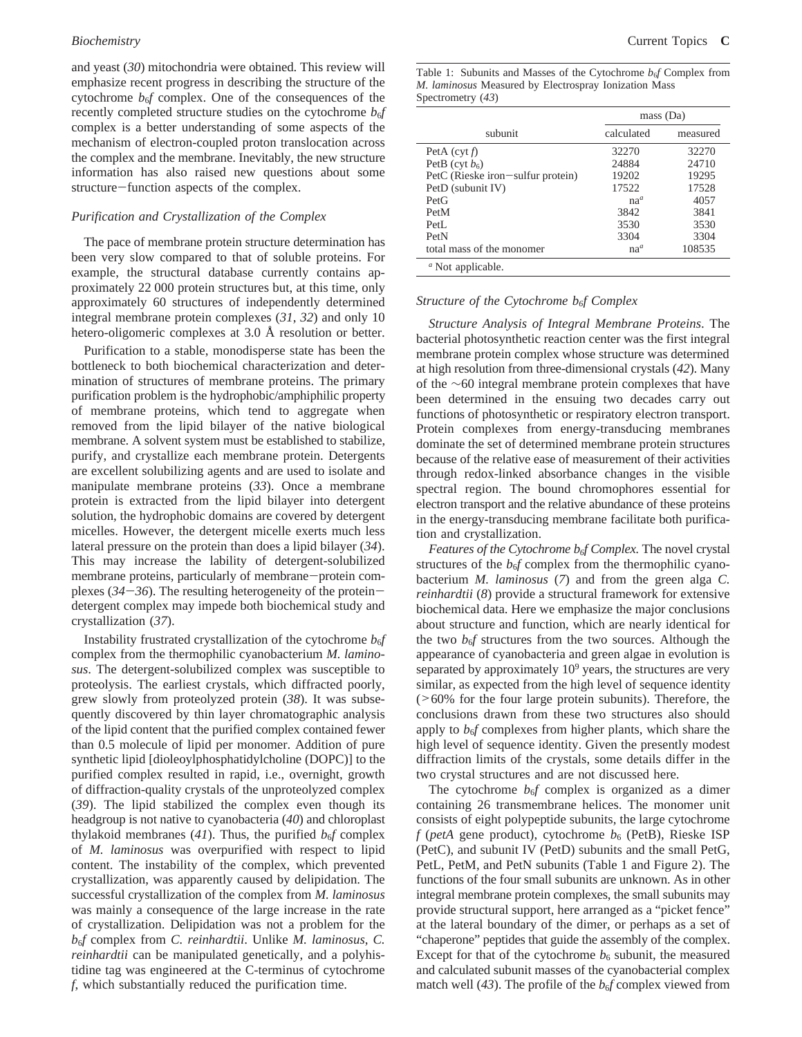and yeast (*30*) mitochondria were obtained. This review will emphasize recent progress in describing the structure of the cytochrome $b_6f$ complex. One of the consequences of the recently completed structure studies on the cytochrome $b_6f$ complex is a better understanding of some aspects of the mechanism of electron-coupled proton translocation across the complex and the membrane. Inevitably, the new structure information has also raised new questions about some structure−function aspects of the complex.

### *Purification and Crystallization of the Complex*

The pace of membrane protein structure determination has been very slow compared to that of soluble proteins. For example, the structural database currently contains approximately 22 000 protein structures but, at this time, only approximately 60 structures of independently determined integral membrane protein complexes (*31*, *32*) and only 10 hetero-oligomeric complexes at 3.0 Å resolution or better.

Purification to a stable, monodisperse state has been the bottleneck to both biochemical characterization and determination of structures of membrane proteins. The primary purification problem is the hydrophobic/amphiphilic property of membrane proteins, which tend to aggregate when removed from the lipid bilayer of the native biological membrane. A solvent system must be established to stabilize, purify, and crystallize each membrane protein. Detergents are excellent solubilizing agents and are used to isolate and manipulate membrane proteins (*33*). Once a membrane protein is extracted from the lipid bilayer into detergent solution, the hydrophobic domains are covered by detergent micelles. However, the detergent micelle exerts much less lateral pressure on the protein than does a lipid bilayer (*34*). This may increase the lability of detergent-solubilized membrane proteins, particularly of membrane−protein complexes (*34*−*36*). The resulting heterogeneity of the protein−detergent complex may impede both biochemical study and crystallization (*37*).

Instability frustrated crystallization of the cytochrome $b_6f$ complex from the thermophilic cyanobacterium *M. laminosus*. The detergent-solubilized complex was susceptible to proteolysis. The earliest crystals, which diffracted poorly, grew slowly from proteolyzed protein (*38*). It was subsequently discovered by thin layer chromatographic analysis of the lipid content that the purified complex contained fewer than 0.5 molecule of lipid per monomer. Addition of pure synthetic lipid [dioleoylphosphatidylcholine (DOPC)] to the purified complex resulted in rapid, i.e., overnight, growth of diffraction-quality crystals of the unproteolyzed complex (*39*). The lipid stabilized the complex even though its headgroup is not native to cyanobacteria (*40*) and chloroplast thylakoid membranes (*41*). Thus, the purified $b_6f$ complex of *M. laminosus* was overpurified with respect to lipid content. The instability of the complex, which prevented crystallization, was apparently caused by delipidation. The successful crystallization of the complex from *M. laminosus* was mainly a consequence of the large increase in the rate of crystallization. Delipidation was not a problem for the $b_6f$ complex from *C. reinhardtii*. Unlike *M. laminosus*, *C. reinhardtii* can be manipulated genetically, and a polyhistidine tag was engineered at the C-terminus of cytochrome *f*, which substantially reduced the purification time.

Table 1: Subunits and Masses of the Cytochrome $b_6f$ Complex from *M. laminosus* Measured by Electrospray Ionization Mass Spectrometry (*43*)

| subunit | mass (Da) | |
|---|---|---|
| | calculated | measured |
| PetA (cyt *f*) | 32270 | 32270 |
| PetB (cyt $b_6$) | 24884 | 24710 |
| PetC (Rieske iron−sulfur protein) | 19202 | 19295 |
| PetD (subunit IV) | 17522 | 17528 |
| PetG | na[a] | 4057 |
| PetM | 3842 | 3841 |
| PetL | 3530 | 3530 |
| PetN | 3304 | 3304 |
| total mass of the monomer | na[a] | 108535 |

[a] Not applicable.

### *Structure of the Cytochrome $b_6f$ Complex*

*Structure Analysis of Integral Membrane Proteins*. The bacterial photosynthetic reaction center was the first integral membrane protein complex whose structure was determined at high resolution from three-dimensional crystals (*42*). Many of the ∼60 integral membrane protein complexes that have been determined in the ensuing two decades carry out functions of photosynthetic or respiratory electron transport. Protein complexes from energy-transducing membranes dominate the set of determined membrane protein structures because of the relative ease of measurement of their activities through redox-linked absorbance changes in the visible spectral region. The bound chromophores essential for electron transport and the relative abundance of these proteins in the energy-transducing membrane facilitate both purification and crystallization.

*Features of the Cytochrome $b_6f$ Complex*. The novel crystal structures of the $b_6f$ complex from the thermophilic cyanobacterium *M. laminosus* (*7*) and from the green alga *C. reinhardtii* (*8*) provide a structural framework for extensive biochemical data. Here we emphasize the major conclusions about structure and function, which are nearly identical for the two $b_6f$ structures from the two sources. Although the appearance of cyanobacteria and green algae in evolution is separated by approximately $10^9$ years, the structures are very similar, as expected from the high level of sequence identity (>60% for the four large protein subunits). Therefore, the conclusions drawn from these two structures also should apply to $b_6f$ complexes from higher plants, which share the high level of sequence identity. Given the presently modest diffraction limits of the crystals, some details differ in the two crystal structures and are not discussed here.

The cytochrome $b_6f$ complex is organized as a dimer containing 26 transmembrane helices. The monomer unit consists of eight polypeptide subunits, the large cytochrome *f* (*petA* gene product), cytochrome $b_6$ (PetB), Rieske ISP (PetC), and subunit IV (PetD) subunits and the small PetG, PetL, PetM, and PetN subunits (Table 1 and Figure 2). The functions of the four small subunits are unknown. As in other integral membrane protein complexes, the small subunits may provide structural support, here arranged as a "picket fence" at the lateral boundary of the dimer, or perhaps as a set of "chaperone" peptides that guide the assembly of the complex. Except for that of the cytochrome $b_6$ subunit, the measured and calculated subunit masses of the cyanobacterial complex match well (*43*). The profile of the $b_6f$ complex viewed from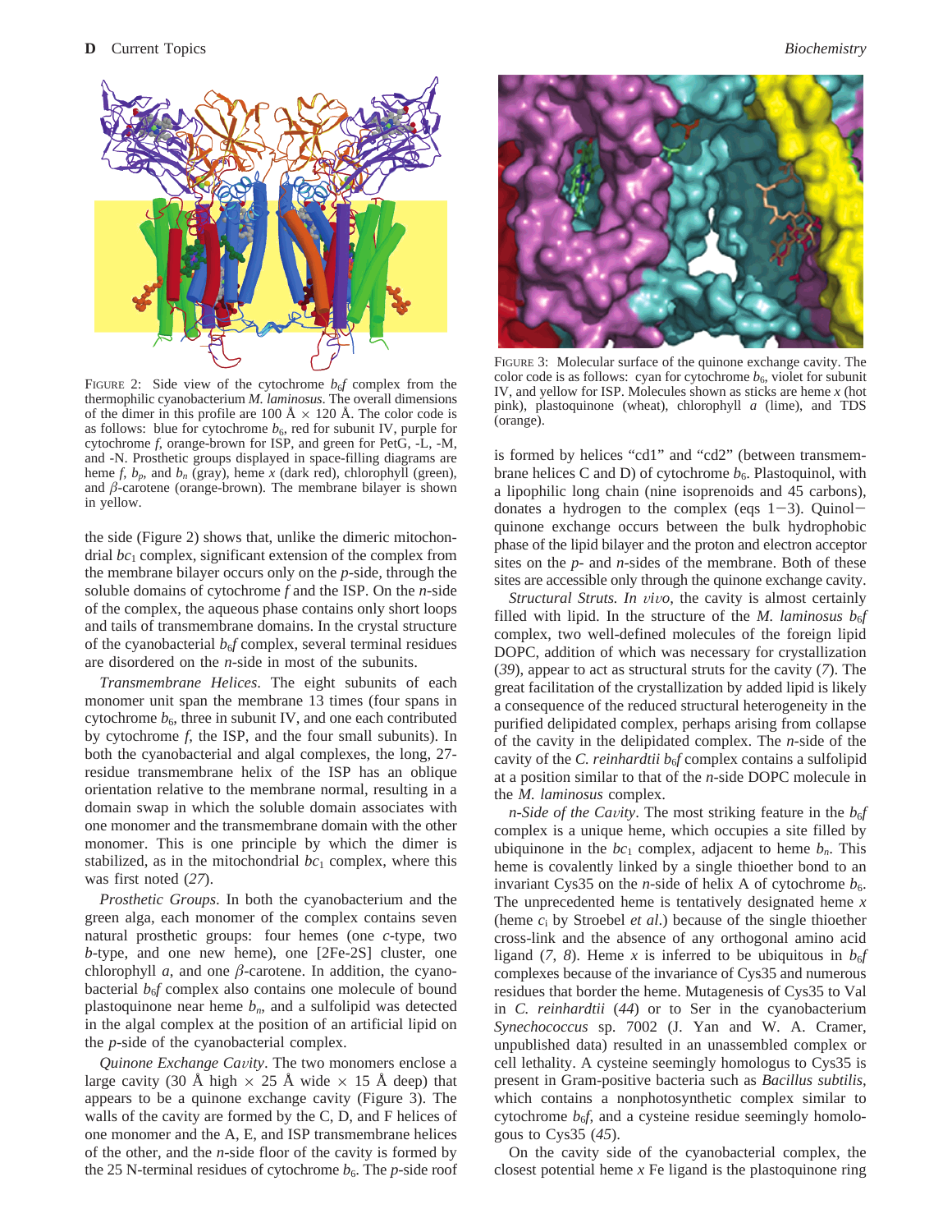FIGURE 2: Side view of the cytochrome $b_6f$ complex from the thermophilic cyanobacterium *M. laminosus*. The overall dimensions of the dimer in this profile are 100 Å × 120 Å. The color code is as follows: blue for cytochrome $b_6$, red for subunit IV, purple for cytochrome *f*, orange-brown for ISP, and green for PetG, -L, -M, and -N. Prosthetic groups displayed in space-filling diagrams are heme *f*, $b_p$, and $b_n$ (gray), heme *x* (dark red), chlorophyll (green), and β-carotene (orange-brown). The membrane bilayer is shown in yellow.

FIGURE 3: Molecular surface of the quinone exchange cavity. The color code is as follows: cyan for cytochrome $b_6$, violet for subunit IV, and yellow for ISP. Molecules shown as sticks are heme *x* (hot pink), plastoquinone (wheat), chlorophyll *a* (lime), and TDS (orange).

the side (Figure 2) shows that, unlike the dimeric mitochondrial $bc_1$ complex, significant extension of the complex from the membrane bilayer occurs only on the *p*-side, through the soluble domains of cytochrome *f* and the ISP. On the *n*-side of the complex, the aqueous phase contains only short loops and tails of transmembrane domains. In the crystal structure of the cyanobacterial $b_6f$ complex, several terminal residues are disordered on the *n*-side in most of the subunits.

*Transmembrane Helices.* The eight subunits of each monomer unit span the membrane 13 times (four spans in cytochrome $b_6$, three in subunit IV, and one each contributed by cytochrome *f*, the ISP, and the four small subunits). In both the cyanobacterial and algal complexes, the long, 27-residue transmembrane helix of the ISP has an oblique orientation relative to the membrane normal, resulting in a domain swap in which the soluble domain associates with one monomer and the transmembrane domain with the other monomer. This is one principle by which the dimer is stabilized, as in the mitochondrial $bc_1$ complex, where this was first noted (*27*).

*Prosthetic Groups.* In both the cyanobacterium and the green alga, each monomer of the complex contains seven natural prosthetic groups: four hemes (one *c*-type, two *b*-type, and one new heme), one [2Fe-2S] cluster, one chlorophyll *a*, and one β-carotene. In addition, the cyanobacterial $b_6f$ complex also contains one molecule of bound plastoquinone near heme $b_n$, and a sulfolipid was detected in the algal complex at the position of an artificial lipid on the *p*-side of the cyanobacterial complex.

*Quinone Exchange Cavity.* The two monomers enclose a large cavity (30 Å high × 25 Å wide × 15 Å deep) that appears to be a quinone exchange cavity (Figure 3). The walls of the cavity are formed by the C, D, and F helices of one monomer and the A, E, and ISP transmembrane helices of the other, and the *n*-side floor of the cavity is formed by the 25 N-terminal residues of cytochrome $b_6$. The *p*-side roof is formed by helices "cd1" and "cd2" (between transmembrane helices C and D) of cytochrome $b_6$. Plastoquinol, with a lipophilic long chain (nine isoprenoids and 45 carbons), donates a hydrogen to the complex (eqs 1−3). Quinol−quinone exchange occurs between the bulk hydrophobic phase of the lipid bilayer and the proton and electron acceptor sites on the *p*- and *n*-sides of the membrane. Both of these sites are accessible only through the quinone exchange cavity.

*Structural Struts. In vivo*, the cavity is almost certainly filled with lipid. In the structure of the *M. laminosus* $b_6f$ complex, two well-defined molecules of the foreign lipid DOPC, addition of which was necessary for crystallization (*39*), appear to act as structural struts for the cavity (*7*). The great facilitation of the crystallization by added lipid is likely a consequence of the reduced structural heterogeneity in the purified delipidated complex, perhaps arising from collapse of the cavity in the delipidated complex. The *n*-side of the cavity of the *C. reinhardtii* $b_6f$ complex contains a sulfolipid at a position similar to that of the *n*-side DOPC molecule in the *M. laminosus* complex.

*n-Side of the Cavity.* The most striking feature in the $b_6f$ complex is a unique heme, which occupies a site filled by ubiquinone in the $bc_1$ complex, adjacent to heme $b_n$. This heme is covalently linked by a single thioether bond to an invariant Cys35 on the *n*-side of helix A of cytochrome $b_6$. The unprecedented heme is tentatively designated heme *x* (heme $c_i$ by Stroebel *et al.*) because of the single thioether cross-link and the absence of any orthogonal amino acid ligand (*7*, *8*). Heme *x* is inferred to be ubiquitous in $b_6f$ complexes because of the invariance of Cys35 and numerous residues that border the heme. Mutagenesis of Cys35 to Val in *C. reinhardtii* (*44*) or to Ser in the cyanobacterium *Synechococcus* sp. 7002 (J. Yan and W. A. Cramer, unpublished data) resulted in an unassembled complex or cell lethality. A cysteine seemingly homologous to Cys35 is present in Gram-positive bacteria such as *Bacillus subtilis*, which contains a nonphotosynthetic complex similar to cytochrome $b_6f$, and a cysteine residue seemingly homologous to Cys35 (*45*).

On the cavity side of the cyanobacterial complex, the closest potential heme *x* Fe ligand is the plastoquinone ring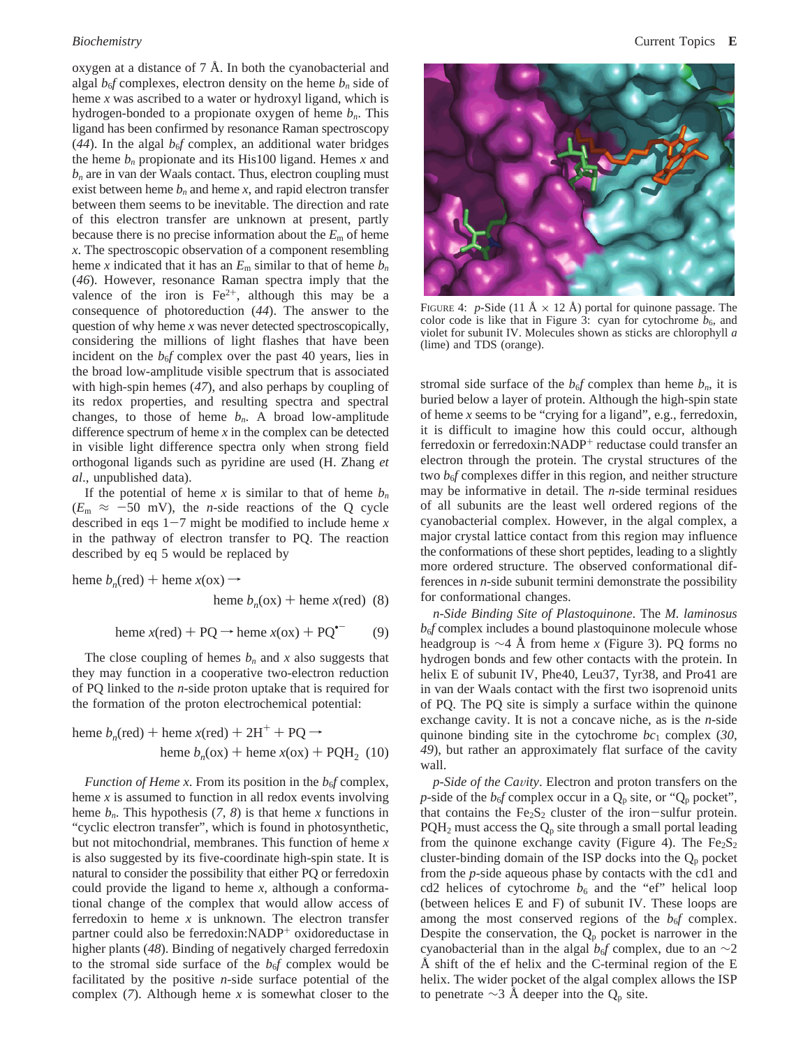oxygen at a distance of 7 Å. In both the cyanobacterial and algal $b_6f$ complexes, electron density on the heme $b_n$ side of heme *x* was ascribed to a water or hydroxyl ligand, which is hydrogen-bonded to a propionate oxygen of heme $b_n$. This ligand has been confirmed by resonance Raman spectroscopy (*44*). In the algal $b_6f$ complex, an additional water bridges the heme $b_n$ propionate and its His100 ligand. Hemes *x* and $b_n$ are in van der Waals contact. Thus, electron coupling must exist between heme $b_n$ and heme *x*, and rapid electron transfer between them seems to be inevitable. The direction and rate of this electron transfer are unknown at present, partly because there is no precise information about the $E_m$ of heme *x*. The spectroscopic observation of a component resembling heme *x* indicated that it has an $E_m$ similar to that of heme $b_n$ (*46*). However, resonance Raman spectra imply that the valence of the iron is $Fe^{2+}$, although this may be a consequence of photoreduction (*44*). The answer to the question of why heme *x* was never detected spectroscopically, considering the millions of light flashes that have been incident on the $b_6f$ complex over the past 40 years, lies in the broad low-amplitude visible spectrum that is associated with high-spin hemes (*47*), and also perhaps by coupling of its redox properties, and resulting spectra and spectral changes, to those of heme $b_n$. A broad low-amplitude difference spectrum of heme *x* in the complex can be detected in visible light difference spectra only when strong field orthogonal ligands such as pyridine are used (H. Zhang *et al.*, unpublished data).

If the potential of heme *x* is similar to that of heme $b_n$ ($E_m \approx -50$ mV), the *n*-side reactions of the Q cycle described in eqs 1−7 might be modified to include heme *x* in the pathway of electron transfer to PQ. The reaction described by eq 5 would be replaced by

$$\text{heme } b_n(\text{red}) + \text{heme } x(\text{ox}) \rightarrow \text{heme } b_n(\text{ox}) + \text{heme } x(\text{red}) \quad (8)$$

$$\text{heme } x(\text{red}) + \text{PQ} \rightarrow \text{heme } x(\text{ox}) + \text{PQ}^{\bullet -} \quad (9)$$

The close coupling of hemes $b_n$ and *x* also suggests that they may function in a cooperative two-electron reduction of PQ linked to the *n*-side proton uptake that is required for the formation of the proton electrochemical potential:

$$\text{heme } b_n(\text{red}) + \text{heme } x(\text{red}) + 2\text{H}^+ + \text{PQ} \rightarrow \text{heme } b_n(\text{ox}) + \text{heme } x(\text{ox}) + \text{PQH}_2 \quad (10)$$

*Function of Heme x*. From its position in the $b_6f$ complex, heme *x* is assumed to function in all redox events involving heme $b_n$. This hypothesis (*7*, *8*) is that heme *x* functions in "cyclic electron transfer", which is found in photosynthetic, but not mitochondrial, membranes. This function of heme *x* is also suggested by its five-coordinate high-spin state. It is natural to consider the possibility that either PQ or ferredoxin could provide the ligand to heme *x*, although a conformational change of the complex that would allow access of ferredoxin to heme *x* is unknown. The electron transfer partner could also be ferredoxin:NADP$^+$ oxidoreductase in higher plants (*48*). Binding of negatively charged ferredoxin to the stromal side surface of the $b_6f$ complex would be facilitated by the positive *n*-side surface potential of the complex (*7*). Although heme *x* is somewhat closer to the stromal side surface of the $b_6f$ complex than heme $b_n$, it is buried below a layer of protein. Although the high-spin state of heme *x* seems to be "crying for a ligand", e.g., ferredoxin, it is difficult to imagine how this could occur, although ferredoxin or ferredoxin:NADP$^+$ reductase could transfer an electron through the protein. The crystal structures of the two $b_6f$ complexes differ in this region, and neither structure may be informative in detail. The *n*-side terminal residues of all subunits are the least well ordered regions of the cyanobacterial complex. However, in the algal complex, a major crystal lattice contact from this region may influence the conformations of these short peptides, leading to a slightly more ordered structure. The observed conformational differences in *n*-side subunit termini demonstrate the possibility for conformational changes.

FIGURE 4: *p*-Side (11 Å × 12 Å) portal for quinone passage. The color code is like that in Figure 3: cyan for cytochrome $b_6$, and violet for subunit IV. Molecules shown as sticks are chlorophyll *a* (lime) and TDS (orange).

*n-Side Binding Site of Plastoquinone*. The *M. laminosus* $b_6f$ complex includes a bound plastoquinone molecule whose headgroup is ~4 Å from heme *x* (Figure 3). PQ forms no hydrogen bonds and few other contacts with the protein. In helix E of subunit IV, Phe40, Leu37, Tyr38, and Pro41 are in van der Waals contact with the first two isoprenoid units of PQ. The PQ site is simply a surface within the quinone exchange cavity. It is not a concave niche, as is the *n*-side quinone binding site in the cytochrome $bc_1$ complex (*30*, *49*), but rather an approximately flat surface of the cavity wall.

*p-Side of the Cavity*. Electron and proton transfers on the *p*-side of the $b_6f$ complex occur in a $Q_p$ site, or "$Q_p$ pocket", that contains the $Fe_2S_2$ cluster of the iron−sulfur protein. $PQH_2$ must access the $Q_p$ site through a small portal leading from the quinone exchange cavity (Figure 4). The $Fe_2S_2$ cluster-binding domain of the ISP docks into the $Q_p$ pocket from the *p*-side aqueous phase by contacts with the cd1 and cd2 helices of cytochrome $b_6$ and the "ef" helical loop (between helices E and F) of subunit IV. These loops are among the most conserved regions of the $b_6f$ complex. Despite the conservation, the $Q_p$ pocket is narrower in the cyanobacterial than in the algal $b_6f$ complex, due to an ~2 Å shift of the ef helix and the C-terminal region of the E helix. The wider pocket of the algal complex allows the ISP to penetrate ~3 Å deeper into the $Q_p$ site.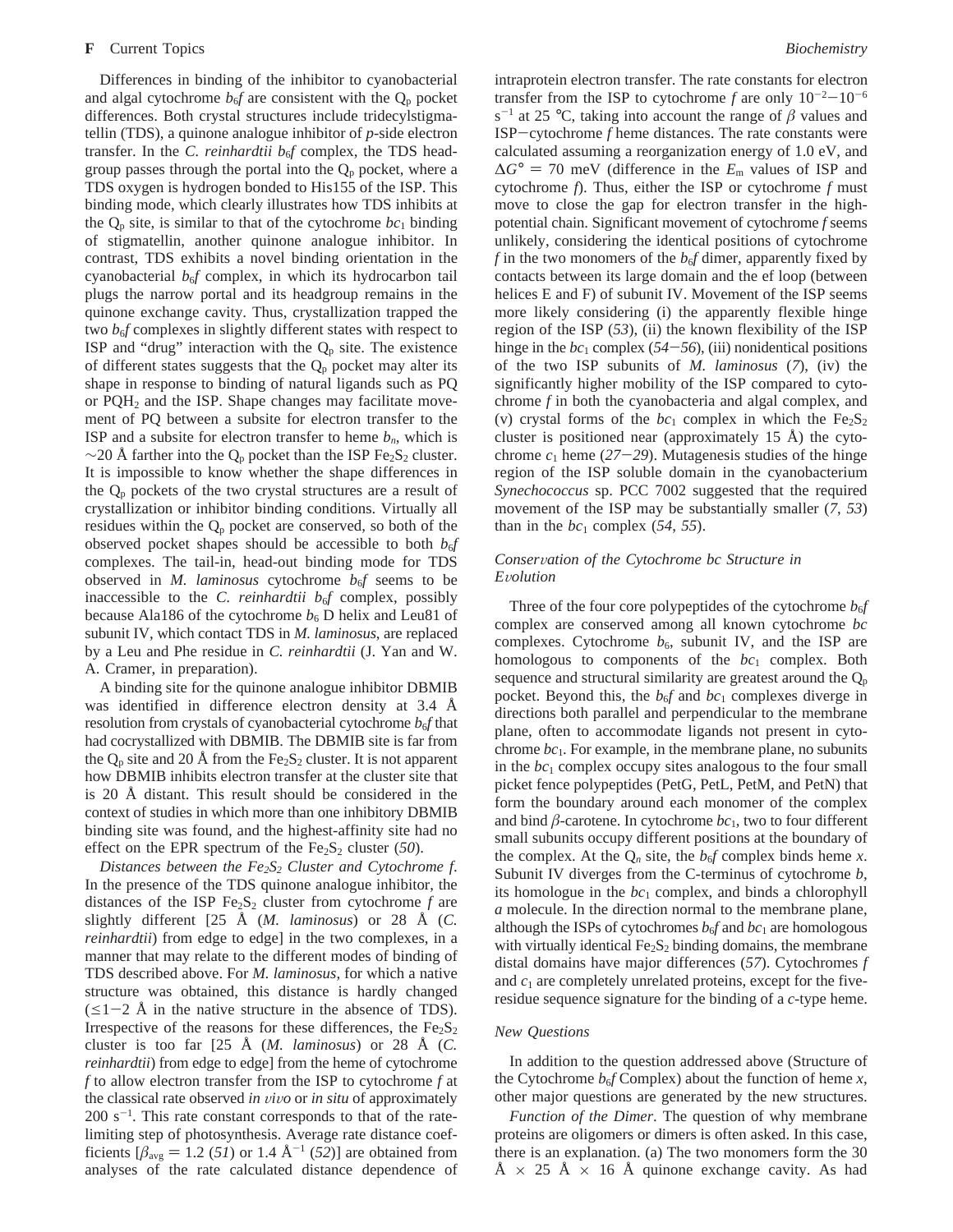Differences in binding of the inhibitor to cyanobacterial and algal cytochrome $b_6f$ are consistent with the $Q_p$ pocket differences. Both crystal structures include tridecylstigmatellin (TDS), a quinone analogue inhibitor of *p*-side electron transfer. In the *C. reinhardtii* $b_6f$ complex, the TDS headgroup passes through the portal into the $Q_p$ pocket, where a TDS oxygen is hydrogen bonded to His155 of the ISP. This binding mode, which clearly illustrates how TDS inhibits at the $Q_p$ site, is similar to that of the cytochrome $bc_1$ binding of stigmatellin, another quinone analogue inhibitor. In contrast, TDS exhibits a novel binding orientation in the cyanobacterial $b_6f$ complex, in which its hydrocarbon tail plugs the narrow portal and its headgroup remains in the quinone exchange cavity. Thus, crystallization trapped the two $b_6f$ complexes in slightly different states with respect to ISP and "drug" interaction with the $Q_p$ site. The existence of different states suggests that the $Q_p$ pocket may alter its shape in response to binding of natural ligands such as PQ or $PQH_2$ and the ISP. Shape changes may facilitate movement of PQ between a subsite for electron transfer to the ISP and a subsite for electron transfer to heme $b_n$, which is $\sim$20 Å farther into the $Q_p$ pocket than the ISP $Fe_2S_2$ cluster. It is impossible to know whether the shape differences in the $Q_p$ pockets of the two crystal structures are a result of crystallization or inhibitor binding conditions. Virtually all residues within the $Q_p$ pocket are conserved, so both of the observed pocket shapes should be accessible to both $b_6f$ complexes. The tail-in, head-out binding mode for TDS observed in *M. laminosus* cytochrome $b_6f$ seems to be inaccessible to the *C. reinhardtii* $b_6f$ complex, possibly because Ala186 of the cytochrome $b_6$ D helix and Leu81 of subunit IV, which contact TDS in *M. laminosus*, are replaced by a Leu and Phe residue in *C. reinhardtii* (J. Yan and W. A. Cramer, in preparation).

A binding site for the quinone analogue inhibitor DBMIB was identified in difference electron density at 3.4 Å resolution from crystals of cyanobacterial cytochrome $b_6f$ that had cocrystallized with DBMIB. The DBMIB site is far from the $Q_p$ site and 20 Å from the $Fe_2S_2$ cluster. It is not apparent how DBMIB inhibits electron transfer at the cluster site that is 20 Å distant. This result should be considered in the context of studies in which more than one inhibitory DBMIB binding site was found, and the highest-affinity site had no effect on the EPR spectrum of the $Fe_2S_2$ cluster (*50*).

*Distances between the $Fe_2S_2$ Cluster and Cytochrome f*. In the presence of the TDS quinone analogue inhibitor, the distances of the ISP $Fe_2S_2$ cluster from cytochrome *f* are slightly different [25 Å (*M. laminosus*) or 28 Å (*C. reinhardtii*) from edge to edge] in the two complexes, in a manner that may relate to the different modes of binding of TDS described above. For *M. laminosus*, for which a native structure was obtained, this distance is hardly changed ($\leq$1−2 Å in the native structure in the absence of TDS). Irrespective of the reasons for these differences, the $Fe_2S_2$ cluster is too far [25 Å (*M. laminosus*) or 28 Å (*C. reinhardtii*) from edge to edge] from the heme of cytochrome *f* to allow electron transfer from the ISP to cytochrome *f* at the classical rate observed *in vivo* or *in situ* of approximately 200 $s^{-1}$. This rate constant corresponds to that of the rate-limiting step of photosynthesis. Average rate distance coefficients [$\beta_{avg}$ = 1.2 (*51*) or 1.4 $Å^{-1}$ (*52*)] are obtained from analyses of the rate calculated distance dependence of intraprotein electron transfer. The rate constants for electron transfer from the ISP to cytochrome *f* are only $10^{-2}$−$10^{-6}$ $s^{-1}$ at 25 °C, taking into account the range of $\beta$ values and ISP−cytochrome *f* heme distances. The rate constants were calculated assuming a reorganization energy of 1.0 eV, and $\Delta G°$ = 70 meV (difference in the $E_m$ values of ISP and cytochrome *f*). Thus, either the ISP or cytochrome *f* must move to close the gap for electron transfer in the high-potential chain. Significant movement of cytochrome *f* seems unlikely, considering the identical positions of cytochrome *f* in the two monomers of the $b_6f$ dimer, apparently fixed by contacts between its large domain and the ef loop (between helices E and F) of subunit IV. Movement of the ISP seems more likely considering (i) the apparently flexible hinge region of the ISP (*53*), (ii) the known flexibility of the ISP hinge in the $bc_1$ complex (*54*−*56*), (iii) nonidentical positions of the two ISP subunits of *M. laminosus* (*7*), (iv) the significantly higher mobility of the ISP compared to cytochrome *f* in both the cyanobacteria and algal complex, and (v) crystal forms of the $bc_1$ complex in which the $Fe_2S_2$ cluster is positioned near (approximately 15 Å) the cytochrome $c_1$ heme (*27*−*29*). Mutagenesis studies of the hinge region of the ISP soluble domain in the cyanobacterium *Synechococcus* sp. PCC 7002 suggested that the required movement of the ISP may be substantially smaller (*7*, *53*) than in the $bc_1$ complex (*54*, *55*).

### *Conservation of the Cytochrome bc Structure in Evolution*

Three of the four core polypeptides of the cytochrome $b_6f$ complex are conserved among all known cytochrome *bc* complexes. Cytochrome $b_6$, subunit IV, and the ISP are homologous to components of the $bc_1$ complex. Both sequence and structural similarity are greatest around the $Q_p$ pocket. Beyond this, the $b_6f$ and $bc_1$ complexes diverge in directions both parallel and perpendicular to the membrane plane, often to accommodate ligands not present in cytochrome $bc_1$. For example, in the membrane plane, no subunits in the $bc_1$ complex occupy sites analogous to the four small picket fence polypeptides (PetG, PetL, PetM, and PetN) that form the boundary around each monomer of the complex and bind $\beta$-carotene. In cytochrome $bc_1$, two to four different small subunits occupy different positions at the boundary of the complex. At the $Q_n$ site, the $b_6f$ complex binds heme *x*. Subunit IV diverges from the C-terminus of cytochrome *b*, its homologue in the $bc_1$ complex, and binds a chlorophyll *a* molecule. In the direction normal to the membrane plane, although the ISPs of cytochromes $b_6f$ and $bc_1$ are homologous with virtually identical $Fe_2S_2$ binding domains, the membrane distal domains have major differences (*57*). Cytochromes *f* and $c_1$ are completely unrelated proteins, except for the five-residue sequence signature for the binding of a *c*-type heme.

### *New Questions*

In addition to the question addressed above (Structure of the Cytochrome $b_6f$ Complex) about the function of heme *x*, other major questions are generated by the new structures.

*Function of the Dimer*. The question of why membrane proteins are oligomers or dimers is often asked. In this case, there is an explanation. (a) The two monomers form the 30 Å × 25 Å × 16 Å quinone exchange cavity. As had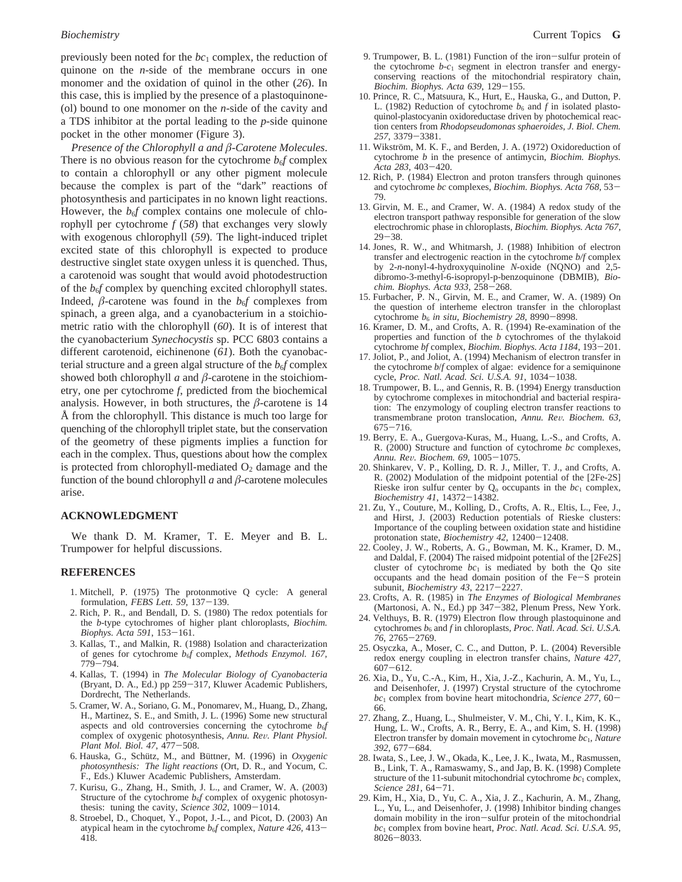previously been noted for the $bc_1$ complex, the reduction of quinone on the *n*-side of the membrane occurs in one monomer and the oxidation of quinol in the other (*26*). In this case, this is implied by the presence of a plastoquinone(ol) bound to one monomer on the *n*-side of the cavity and a TDS inhibitor at the portal leading to the *p*-side quinone pocket in the other monomer (Figure 3).

*Presence of the Chlorophyll a and β-Carotene Molecules*. There is no obvious reason for the cytochrome $b_6f$ complex to contain a chlorophyll or any other pigment molecule because the complex is part of the "dark" reactions of photosynthesis and participates in no known light reactions. However, the $b_6f$ complex contains one molecule of chlorophyll per cytochrome *f* (*58*) that exchanges very slowly with exogenous chlorophyll (*59*). The light-induced triplet excited state of this chlorophyll is expected to produce destructive singlet state oxygen unless it is quenched. Thus, a carotenoid was sought that would avoid photodestruction of the $b_6f$ complex by quenching excited chlorophyll states. Indeed, β-carotene was found in the $b_6f$ complexes from spinach, a green alga, and a cyanobacterium in a stoichiometric ratio with the chlorophyll (*60*). It is of interest that the cyanobacterium *Synechocystis* sp. PCC 6803 contains a different carotenoid, eichinenone (*61*). Both the cyanobacterial structure and a green algal structure of the $b_6f$ complex showed both chlorophyll *a* and β-carotene in the stoichiometry, one per cytochrome *f*, predicted from the biochemical analysis. However, in both structures, the β-carotene is 14 Å from the chlorophyll. This distance is much too large for quenching of the chlorophyll triplet state, but the conservation of the geometry of these pigments implies a function for each in the complex. Thus, questions about how the complex is protected from chlorophyll-mediated $O_2$ damage and the function of the bound chlorophyll *a* and β-carotene molecules arise.

## ACKNOWLEDGMENT

We thank D. M. Kramer, T. E. Meyer and B. L. Trumpower for helpful discussions.

## REFERENCES

1. Mitchell, P. (1975) The protonmotive Q cycle: A general formulation, *FEBS Lett. 59*, 137−139.
2. Rich, P. R., and Bendall, D. S. (1980) The redox potentials for the *b*-type cytochromes of higher plant chloroplasts, *Biochim. Biophys. Acta 591*, 153−161.
3. Kallas, T., and Malkin, R. (1988) Isolation and characterization of genes for cytochrome $b_6f$ complex, *Methods Enzymol. 167*, 779−794.
4. Kallas, T. (1994) in *The Molecular Biology of Cyanobacteria* (Bryant, D. A., Ed.) pp 259−317, Kluwer Academic Publishers, Dordrecht, The Netherlands.
5. Cramer, W. A., Soriano, G. M., Ponomarev, M., Huang, D., Zhang, H., Martinez, S. E., and Smith, J. L. (1996) Some new structural aspects and old controversies concerning the cytochrome $b_6f$ complex of oxygenic photosynthesis, *Annu. Rev. Plant Physiol. Plant Mol. Biol. 47*, 477−508.
6. Hauska, G., Schütz, M., and Büttner, M. (1996) in *Oxygenic photosynthesis: The light reactions* (Ort, D. R., and Yocum, C. F., Eds.) Kluwer Academic Publishers, Amsterdam.
7. Kurisu, G., Zhang, H., Smith, J. L., and Cramer, W. A. (2003) Structure of the cytochrome $b_6f$ complex of oxygenic photosynthesis: tuning the cavity, *Science 302*, 1009−1014.
8. Stroebel, D., Choquet, Y., Popot, J.-L., and Picot, D. (2003) An atypical heam in the cytochrome $b_6f$ complex, *Nature 426*, 413−418.
9. Trumpower, B. L. (1981) Function of the iron−sulfur protein of the cytochrome *b*-$c_1$ segment in electron transfer and energy-conserving reactions of the mitochondrial respiratory chain, *Biochim. Biophys. Acta 639*, 129−155.
10. Prince, R. C., Matsuura, K., Hurt, E., Hauska, G., and Dutton, P. L. (1982) Reduction of cytochrome $b_6$ and *f* in isolated plastoquinol-plastocyanin oxidoreductase driven by photochemical reaction centers from *Rhodopseudomonas sphaeroides*, *J. Biol. Chem. 257*, 3379−3381.
11. Wikström, M. K. F., and Berden, J. A. (1972) Oxidoreduction of cytochrome *b* in the presence of antimycin, *Biochim. Biophys. Acta 283*, 403−420.
12. Rich, P. (1984) Electron and proton transfers through quinones and cytochrome *bc* complexes, *Biochim. Biophys. Acta 768*, 53−79.
13. Girvin, M. E., and Cramer, W. A. (1984) A redox study of the electron transport pathway responsible for generation of the slow electrochromic phase in chloroplasts, *Biochim. Biophys. Acta 767*, 29−38.
14. Jones, R. W., and Whitmarsh, J. (1988) Inhibition of electron transfer and electrogenic reaction in the cytochrome *b/f* complex by 2-*n*-nonyl-4-hydroxyquinoline *N*-oxide (NQNO) and 2,5-dibromo-3-methyl-6-isopropyl-p-benzoquinone (DBMIB), *Biochim. Biophys. Acta 933*, 258−268.
15. Furbacher, P. N., Girvin, M. E., and Cramer, W. A. (1989) On the question of interheme electron transfer in the chloroplast cytochrome $b_6$ *in situ*, *Biochemistry 28*, 8990−8998.
16. Kramer, D. M., and Crofts, A. R. (1994) Re-examination of the properties and function of the *b* cytochromes of the thylakoid cytochrome *bf* complex, *Biochim. Biophys. Acta 1184*, 193−201.
17. Joliot, P., and Joliot, A. (1994) Mechanism of electron transfer in the cytochrome *b*/*f* complex of algae: evidence for a semiquinone cycle, *Proc. Natl. Acad. Sci. U.S.A. 91*, 1034−1038.
18. Trumpower, B. L., and Gennis, R. B. (1994) Energy transduction by cytochrome complexes in mitochondrial and bacterial respiration: The enzymology of coupling electron transfer reactions to transmembrane proton translocation, *Annu. Rev. Biochem. 63*, 675−716.
19. Berry, E. A., Guergova-Kuras, M., Huang, L.-S., and Crofts, A. R. (2000) Structure and function of cytochrome *bc* complexes, *Annu. Rev. Biochem. 69*, 1005−1075.
20. Shinkarev, V. P., Kolling, D. R. J., Miller, T. J., and Crofts, A. R. (2002) Modulation of the midpoint potential of the [2Fe-2S] Rieske iron sulfur center by $Q_o$ occupants in the $bc_1$ complex, *Biochemistry 41*, 14372−14382.
21. Zu, Y., Couture, M., Kolling, D., Crofts, A. R., Eltis, L., Fee, J., and Hirst, J. (2003) Reduction potentials of Rieske clusters: Importance of the coupling between oxidation state and histidine protonation state, *Biochemistry 42*, 12400−12408.
22. Cooley, J. W., Roberts, A. G., Bowman, M. K., Kramer, D. M., and Daldal, F. (2004) The raised midpoint potential of the [2Fe2S] cluster of cytochrome $bc_1$ is mediated by both the Qo site occupants and the head domain position of the Fe−S protein subunit, *Biochemistry 43*, 2217−2227.
23. Crofts, A. R. (1985) in *The Enzymes of Biological Membranes* (Martonosi, A. N., Ed.) pp 347−382, Plenum Press, New York.
24. Velthuys, B. R. (1979) Electron flow through plastoquinone and cytochromes $b_6$ and *f* in chloroplasts, *Proc. Natl. Acad. Sci. U.S.A. 76*, 2765−2769.
25. Osyczka, A., Moser, C. C., and Dutton, P. L. (2004) Reversible redox energy coupling in electron transfer chains, *Nature 427*, 607−612.
26. Xia, D., Yu, C.-A., Kim, H., Xia, J.-Z., Kachurin, A. M., Yu, L., and Deisenhofer, J. (1997) Crystal structure of the cytochrome $bc_1$ complex from bovine heart mitochondria, *Science 277*, 60−66.
27. Zhang, Z., Huang, L., Shulmeister, V. M., Chi, Y. I., Kim, K. K., Hung, L. W., Crofts, A. R., Berry, E. A., and Kim, S. H. (1998) Electron transfer by domain movement in cytochrome $bc_1$, *Nature 392*, 677−684.
28. Iwata, S., Lee, J. W., Okada, K., Lee, J. K., Iwata, M., Rasmussen, B., Link, T. A., Ramaswamy, S., and Jap, B. K. (1998) Complete structure of the 11-subunit mitochondrial cytochrome $bc_1$ complex, *Science 281*, 64−71.
29. Kim, H., Xia, D., Yu, C. A., Xia, J. Z., Kachurin, A. M., Zhang, L., Yu, L., and Deisenhofer, J. (1998) Inhibitor binding changes domain mobility in the iron−sulfur protein of the mitochondrial $bc_1$ complex from bovine heart, *Proc. Natl. Acad. Sci. U.S.A. 95*, 8026−8033.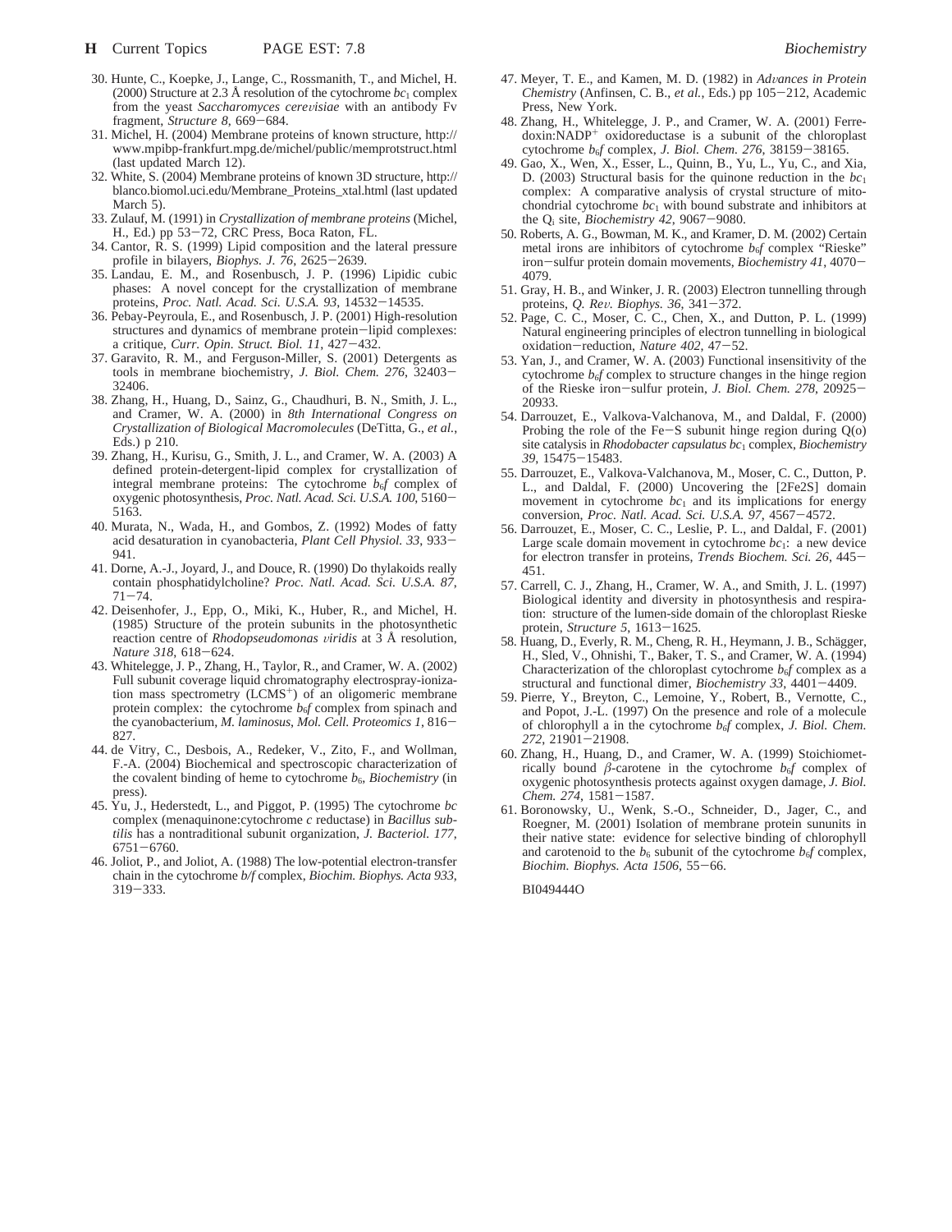30. Hunte, C., Koepke, J., Lange, C., Rossmanith, T., and Michel, H. (2000) Structure at 2.3 Å resolution of the cytochrome $bc_1$ complex from the yeast *Saccharomyces cerevisiae* with an antibody Fv fragment, *Structure 8*, 669−684.
31. Michel, H. (2004) Membrane proteins of known structure, http://www.mpibp-frankfurt.mpg.de/michel/public/memprotstruct.html (last updated March 12).
32. White, S. (2004) Membrane proteins of known 3D structure, http://blanco.biomol.uci.edu/Membrane_Proteins_xtal.html (last updated March 5).
33. Zulauf, M. (1991) in *Crystallization of membrane proteins* (Michel, H., Ed.) pp 53−72, CRC Press, Boca Raton, FL.
34. Cantor, R. S. (1999) Lipid composition and the lateral pressure profile in bilayers, *Biophys. J. 76*, 2625−2639.
35. Landau, E. M., and Rosenbusch, J. P. (1996) Lipidic cubic phases: A novel concept for the crystallization of membrane proteins, *Proc. Natl. Acad. Sci. U.S.A. 93*, 14532−14535.
36. Pebay-Peyroula, E., and Rosenbusch, J. P. (2001) High-resolution structures and dynamics of membrane protein−lipid complexes: a critique, *Curr. Opin. Struct. Biol. 11*, 427−432.
37. Garavito, R. M., and Ferguson-Miller, S. (2001) Detergents as tools in membrane biochemistry, *J. Biol. Chem. 276*, 32403−32406.
38. Zhang, H., Huang, D., Sainz, G., Chaudhuri, B. N., Smith, J. L., and Cramer, W. A. (2000) in *8th International Congress on Crystallization of Biological Macromolecules* (DeTitta, G., *et al.*, Eds.) p 210.
39. Zhang, H., Kurisu, G., Smith, J. L., and Cramer, W. A. (2003) A defined protein-detergent-lipid complex for crystallization of integral membrane proteins: The cytochrome $b_6f$ complex of oxygenic photosynthesis, *Proc. Natl. Acad. Sci. U.S.A. 100*, 5160−5163.
40. Murata, N., Wada, H., and Gombos, Z. (1992) Modes of fatty acid desaturation in cyanobacteria, *Plant Cell Physiol. 33*, 933−941.
41. Dorne, A.-J., Joyard, J., and Douce, R. (1990) Do thylakoids really contain phosphatidylcholine? *Proc. Natl. Acad. Sci. U.S.A. 87*, 71−74.
42. Deisenhofer, J., Epp, O., Miki, K., Huber, R., and Michel, H. (1985) Structure of the protein subunits in the photosynthetic reaction centre of *Rhodopseudomonas viridis* at 3 Å resolution, *Nature 318*, 618−624.
43. Whitelegge, J. P., Zhang, H., Taylor, R., and Cramer, W. A. (2002) Full subunit coverage liquid chromatography electrospray-ionization mass spectrometry ($LCMS^+$) of an oligomeric membrane protein complex: the cytochrome $b_6f$ complex from spinach and the cyanobacterium, *M. laminosus*, *Mol. Cell. Proteomics 1*, 816−827.
44. de Vitry, C., Desbois, A., Redeker, V., Zito, F., and Wollman, F.-A. (2004) Biochemical and spectroscopic characterization of the covalent binding of heme to cytochrome $b_6$, *Biochemistry* (in press).
45. Yu, J., Hederstedt, L., and Piggot, P. (1995) The cytochrome *bc* complex (menaquinone:cytochrome *c* reductase) in *Bacillus subtilis* has a nontraditional subunit organization, *J. Bacteriol. 177*, 6751−6760.
46. Joliot, P., and Joliot, A. (1988) The low-potential electron-transfer chain in the cytochrome *b/f* complex, *Biochim. Biophys. Acta 933*, 319−333.
47. Meyer, T. E., and Kamen, M. D. (1982) in *Advances in Protein Chemistry* (Anfinsen, C. B., *et al.*, Eds.) pp 105−212, Academic Press, New York.
48. Zhang, H., Whitelegge, J. P., and Cramer, W. A. (2001) Ferredoxin:$NADP^+$ oxidoreductase is a subunit of the chloroplast cytochrome $b_6f$ complex, *J. Biol. Chem. 276*, 38159−38165.
49. Gao, X., Wen, X., Esser, L., Quinn, B., Yu, L., Yu, C., and Xia, D. (2003) Structural basis for the quinone reduction in the $bc_1$ complex: A comparative analysis of crystal structure of mitochondrial cytochrome $bc_1$ with bound substrate and inhibitors at the $Q_i$ site, *Biochemistry 42*, 9067−9080.
50. Roberts, A. G., Bowman, M. K., and Kramer, D. M. (2002) Certain metal irons are inhibitors of cytochrome $b_6f$ complex "Rieske" iron−sulfur protein domain movements, *Biochemistry 41*, 4070−4079.
51. Gray, H. B., and Winker, J. R. (2003) Electron tunnelling through proteins, *Q. Rev. Biophys. 36*, 341−372.
52. Page, C. C., Moser, C. C., Chen, X., and Dutton, P. L. (1999) Natural engineering principles of electron tunnelling in biological oxidation−reduction, *Nature 402*, 47−52.
53. Yan, J., and Cramer, W. A. (2003) Functional insensitivity of the cytochrome $b_6f$ complex to structure changes in the hinge region of the Rieske iron−sulfur protein, *J. Biol. Chem. 278*, 20925−20933.
54. Darrouzet, E., Valkova-Valchanova, M., and Daldal, F. (2000) Probing the role of the Fe−S subunit hinge region during Q(o) site catalysis in *Rhodobacter capsulatus* $bc_1$ complex, *Biochemistry 39*, 15475−15483.
55. Darrouzet, E., Valkova-Valchanova, M., Moser, C. C., Dutton, P. L., and Daldal, F. (2000) Uncovering the [2Fe2S] domain movement in cytochrome $bc_1$ and its implications for energy conversion, *Proc. Natl. Acad. Sci. U.S.A. 97*, 4567−4572.
56. Darrouzet, E., Moser, C. C., Leslie, P. L., and Daldal, F. (2001) Large scale domain movement in cytochrome $bc_1$: a new device for electron transfer in proteins, *Trends Biochem. Sci. 26*, 445−451.
57. Carrell, C. J., Zhang, H., Cramer, W. A., and Smith, J. L. (1997) Biological identity and diversity in photosynthesis and respiration: structure of the lumen-side domain of the chloroplast Rieske protein, *Structure 5*, 1613−1625.
58. Huang, D., Everly, R. M., Cheng, R. H., Heymann, J. B., Schägger, H., Sled, V., Ohnishi, T., Baker, T. S., and Cramer, W. A. (1994) Characterization of the chloroplast cytochrome $b_6f$ complex as a structural and functional dimer, *Biochemistry 33*, 4401−4409.
59. Pierre, Y., Breyton, C., Lemoine, Y., Robert, B., Vernotte, C., and Popot, J.-L. (1997) On the presence and role of a molecule of chlorophyll a in the cytochrome $b_6f$ complex, *J. Biol. Chem. 272*, 21901−21908.
60. Zhang, H., Huang, D., and Cramer, W. A. (1999) Stoichiometrically bound $\beta$-carotene in the cytochrome $b_6f$ complex of oxygenic photosynthesis protects against oxygen damage, *J. Biol. Chem. 274*, 1581−1587.
61. Boronowsky, U., Wenk, S.-O., Schneider, D., Jager, C., and Roegner, M. (2001) Isolation of membrane protein sununits in their native state: evidence for selective binding of chlorophyll and carotenoid to the $b_6$ subunit of the cytochrome $b_6f$ complex, *Biochim. Biophys. Acta 1506*, 55−66.

BI049444O